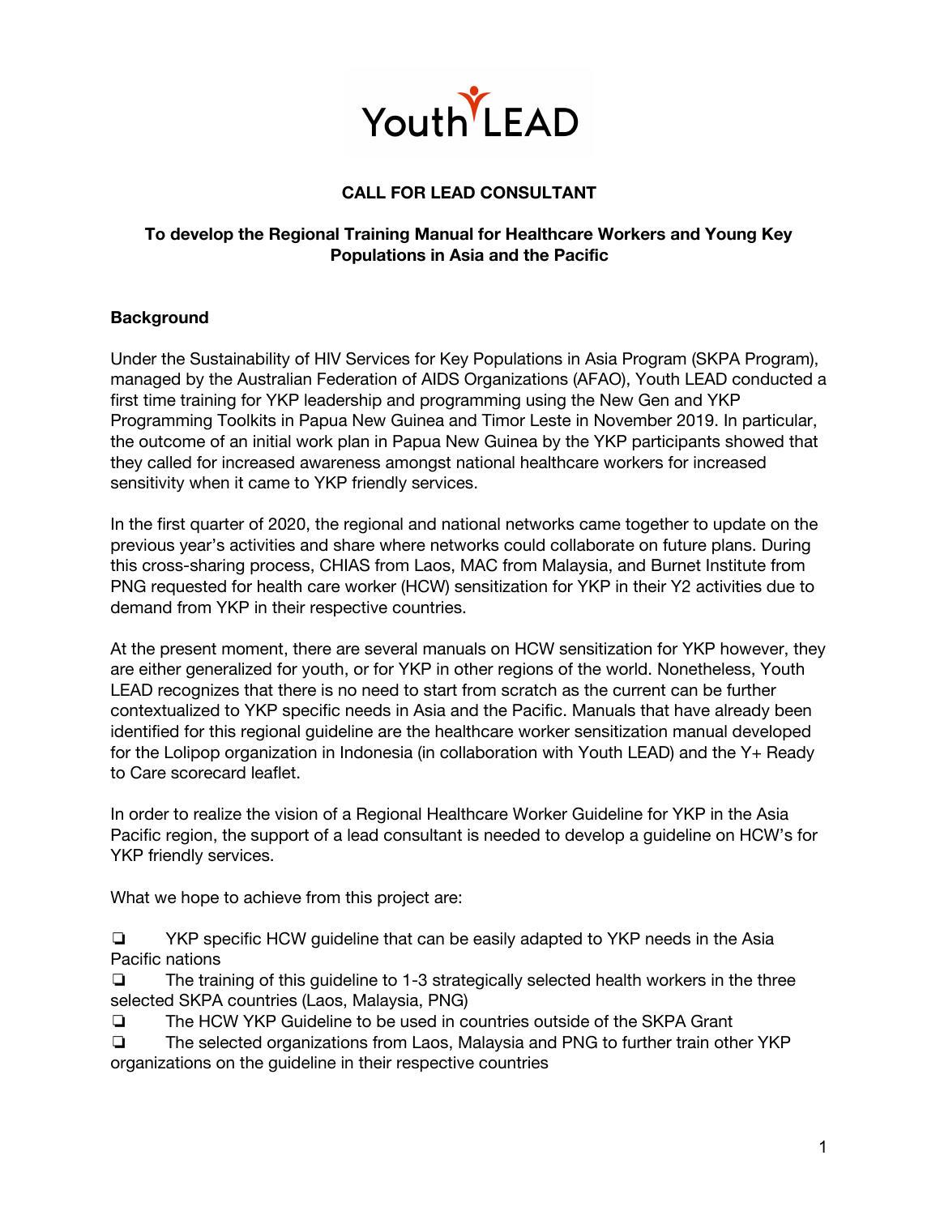Youth LEAD

# CALL FOR LEAD CONSULTANT

## To develop the Regional Training Manual for Healthcare Workers and Young Key Populations in Asia and the Pacific

**Background**

Under the Sustainability of HIV Services for Key Populations in Asia Program (SKPA Program), managed by the Australian Federation of AIDS Organizations (AFAO), Youth LEAD conducted a first time training for YKP leadership and programming using the New Gen and YKP Programming Toolkits in Papua New Guinea and Timor Leste in November 2019. In particular, the outcome of an initial work plan in Papua New Guinea by the YKP participants showed that they called for increased awareness amongst national healthcare workers for increased sensitivity when it came to YKP friendly services.

In the first quarter of 2020, the regional and national networks came together to update on the previous year's activities and share where networks could collaborate on future plans. During this cross-sharing process, CHIAS from Laos, MAC from Malaysia, and Burnet Institute from PNG requested for health care worker (HCW) sensitization for YKP in their Y2 activities due to demand from YKP in their respective countries.

At the present moment, there are several manuals on HCW sensitization for YKP however, they are either generalized for youth, or for YKP in other regions of the world. Nonetheless, Youth LEAD recognizes that there is no need to start from scratch as the current can be further contextualized to YKP specific needs in Asia and the Pacific. Manuals that have already been identified for this regional guideline are the healthcare worker sensitization manual developed for the Lolipop organization in Indonesia (in collaboration with Youth LEAD) and the Y+ Ready to Care scorecard leaflet.

In order to realize the vision of a Regional Healthcare Worker Guideline for YKP in the Asia Pacific region, the support of a lead consultant is needed to develop a guideline on HCW's for YKP friendly services.

What we hope to achieve from this project are:

- ❏ YKP specific HCW guideline that can be easily adapted to YKP needs in the Asia Pacific nations
- ❏ The training of this guideline to 1-3 strategically selected health workers in the three selected SKPA countries (Laos, Malaysia, PNG)
- ❏ The HCW YKP Guideline to be used in countries outside of the SKPA Grant
- ❏ The selected organizations from Laos, Malaysia and PNG to further train other YKP organizations on the guideline in their respective countries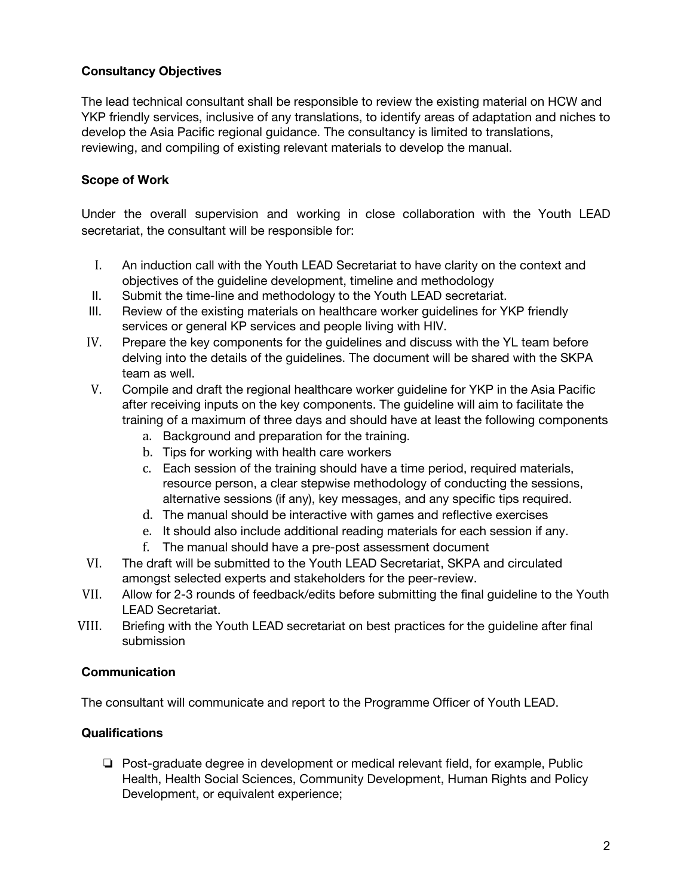**Consultancy Objectives**

The lead technical consultant shall be responsible to review the existing material on HCW and YKP friendly services, inclusive of any translations, to identify areas of adaptation and niches to develop the Asia Pacific regional guidance. The consultancy is limited to translations, reviewing, and compiling of existing relevant materials to develop the manual.

**Scope of Work**

Under the overall supervision and working in close collaboration with the Youth LEAD secretariat, the consultant will be responsible for:

I. An induction call with the Youth LEAD Secretariat to have clarity on the context and objectives of the guideline development, timeline and methodology
II. Submit the time-line and methodology to the Youth LEAD secretariat.
III. Review of the existing materials on healthcare worker guidelines for YKP friendly services or general KP services and people living with HIV.
IV. Prepare the key components for the guidelines and discuss with the YL team before delving into the details of the guidelines. The document will be shared with the SKPA team as well.
V. Compile and draft the regional healthcare worker guideline for YKP in the Asia Pacific after receiving inputs on the key components. The guideline will aim to facilitate the training of a maximum of three days and should have at least the following components
    a. Background and preparation for the training.
    b. Tips for working with health care workers
    c. Each session of the training should have a time period, required materials, resource person, a clear stepwise methodology of conducting the sessions, alternative sessions (if any), key messages, and any specific tips required.
    d. The manual should be interactive with games and reflective exercises
    e. It should also include additional reading materials for each session if any.
    f. The manual should have a pre-post assessment document
VI. The draft will be submitted to the Youth LEAD Secretariat, SKPA and circulated amongst selected experts and stakeholders for the peer-review.
VII. Allow for 2-3 rounds of feedback/edits before submitting the final guideline to the Youth LEAD Secretariat.
VIII. Briefing with the Youth LEAD secretariat on best practices for the guideline after final submission

**Communication**

The consultant will communicate and report to the Programme Officer of Youth LEAD.

**Qualifications**

- Post-graduate degree in development or medical relevant field, for example, Public Health, Health Social Sciences, Community Development, Human Rights and Policy Development, or equivalent experience;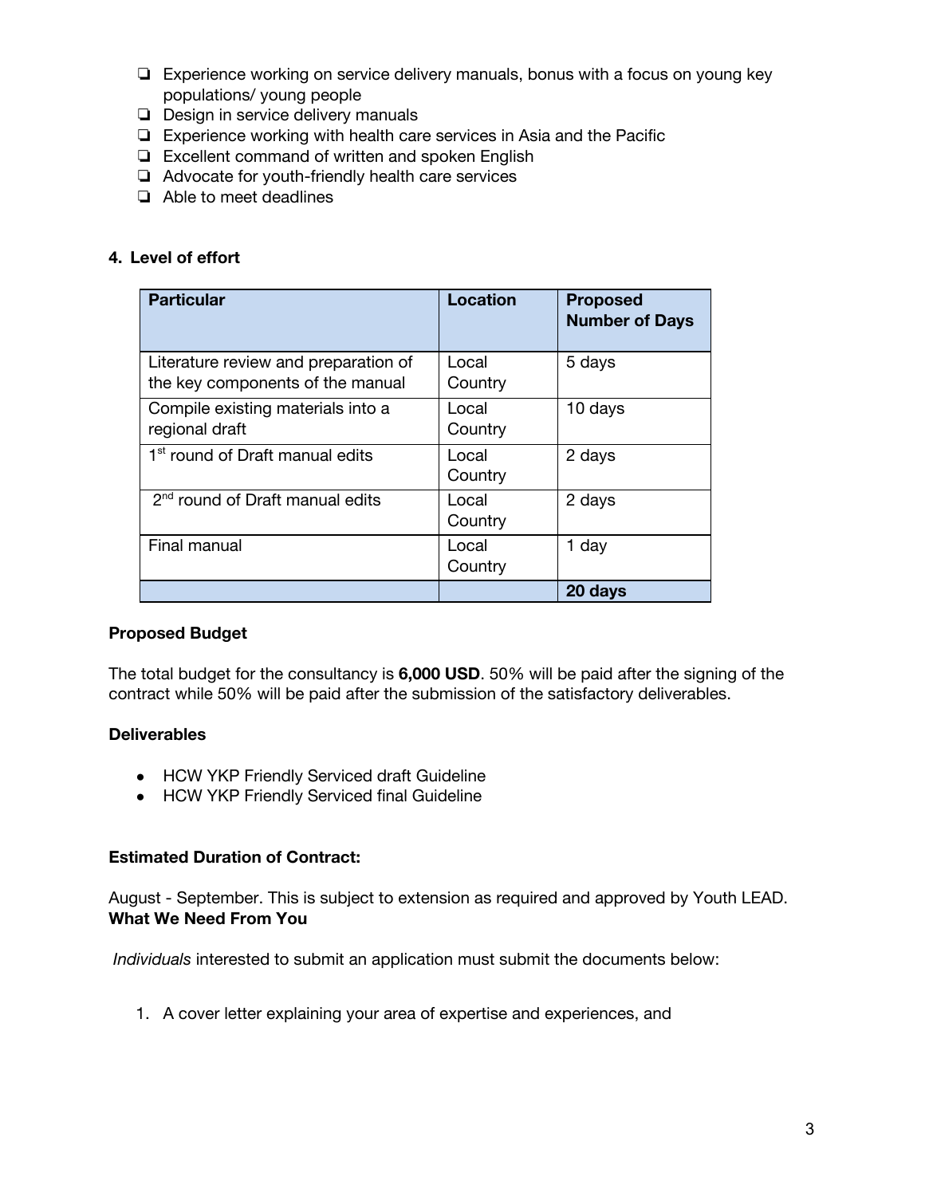- ❏ Experience working on service delivery manuals, bonus with a focus on young key populations/ young people
- ❏ Design in service delivery manuals
- ❏ Experience working with health care services in Asia and the Pacific
- ❏ Excellent command of written and spoken English
- ❏ Advocate for youth-friendly health care services
- ❏ Able to meet deadlines

**4. Level of effort**

| Particular | Location | Proposed Number of Days |
|---|---|---|
| Literature review and preparation of the key components of the manual | Local Country | 5 days |
| Compile existing materials into a regional draft | Local Country | 10 days |
| 1st round of Draft manual edits | Local Country | 2 days |
| 2nd round of Draft manual edits | Local Country | 2 days |
| Final manual | Local Country | 1 day |
| | | **20 days** |

**Proposed Budget**

The total budget for the consultancy is **6,000 USD**. 50% will be paid after the signing of the contract while 50% will be paid after the submission of the satisfactory deliverables.

**Deliverables**

- HCW YKP Friendly Serviced draft Guideline
- HCW YKP Friendly Serviced final Guideline

**Estimated Duration of Contract:**

August - September. This is subject to extension as required and approved by Youth LEAD.

**What We Need From You**

*Individuals* interested to submit an application must submit the documents below:

1. A cover letter explaining your area of expertise and experiences, and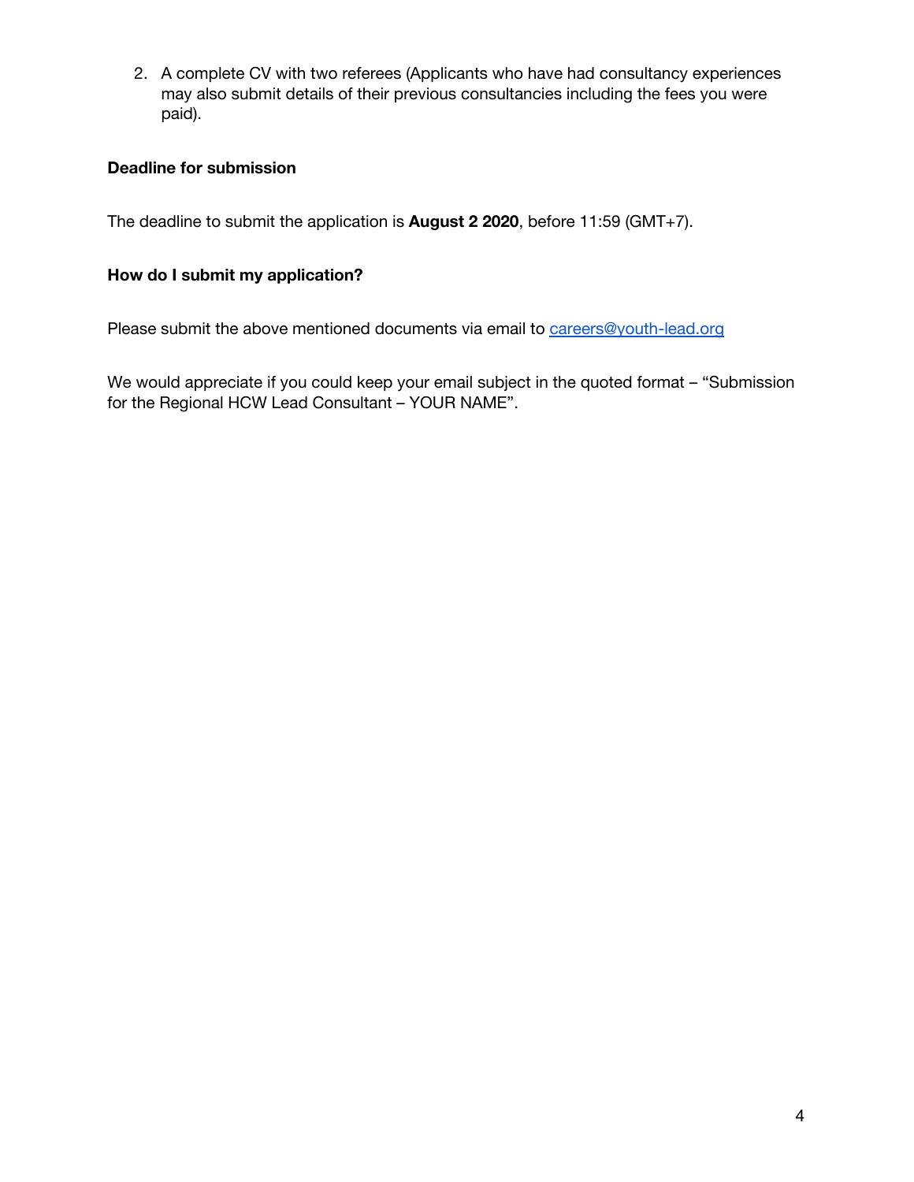2. A complete CV with two referees (Applicants who have had consultancy experiences may also submit details of their previous consultancies including the fees you were paid).

**Deadline for submission**

The deadline to submit the application is **August 2 2020**, before 11:59 (GMT+7).

**How do I submit my application?**

Please submit the above mentioned documents via email to careers@youth-lead.org

We would appreciate if you could keep your email subject in the quoted format – "Submission for the Regional HCW Lead Consultant – YOUR NAME".